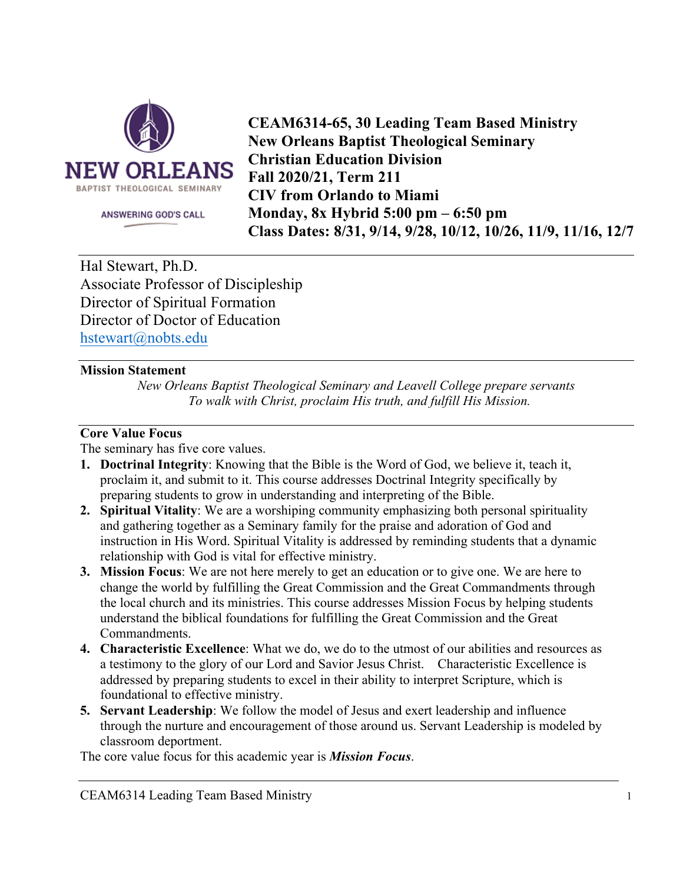**CEAM6314-65, 30 Leading Team Based Ministry**
**New Orleans Baptist Theological Seminary**
**Christian Education Division**
**Fall 2020/21, Term 211**
**CIV from Orlando to Miami**
**Monday, 8x Hybrid 5:00 pm – 6:50 pm**
**Class Dates: 8/31, 9/14, 9/28, 10/12, 10/26, 11/9, 11/16, 12/7**

NEW ORLEANS BAPTIST THEOLOGICAL SEMINARY
ANSWERING GOD'S CALL

---

Hal Stewart, Ph.D.
Associate Professor of Discipleship
Director of Spiritual Formation
Director of Doctor of Education
hstewart@nobts.edu

---

**Mission Statement**

*New Orleans Baptist Theological Seminary and Leavell College prepare servants To walk with Christ, proclaim His truth, and fulfill His Mission.*

---

**Core Value Focus**

The seminary has five core values.

1. **Doctrinal Integrity**: Knowing that the Bible is the Word of God, we believe it, teach it, proclaim it, and submit to it. This course addresses Doctrinal Integrity specifically by preparing students to grow in understanding and interpreting of the Bible.
2. **Spiritual Vitality**: We are a worshiping community emphasizing both personal spirituality and gathering together as a Seminary family for the praise and adoration of God and instruction in His Word. Spiritual Vitality is addressed by reminding students that a dynamic relationship with God is vital for effective ministry.
3. **Mission Focus**: We are not here merely to get an education or to give one. We are here to change the world by fulfilling the Great Commission and the Great Commandments through the local church and its ministries. This course addresses Mission Focus by helping students understand the biblical foundations for fulfilling the Great Commission and the Great Commandments.
4. **Characteristic Excellence**: What we do, we do to the utmost of our abilities and resources as a testimony to the glory of our Lord and Savior Jesus Christ. Characteristic Excellence is addressed by preparing students to excel in their ability to interpret Scripture, which is foundational to effective ministry.
5. **Servant Leadership**: We follow the model of Jesus and exert leadership and influence through the nurture and encouragement of those around us. Servant Leadership is modeled by classroom deportment.

The core value focus for this academic year is ***Mission Focus***.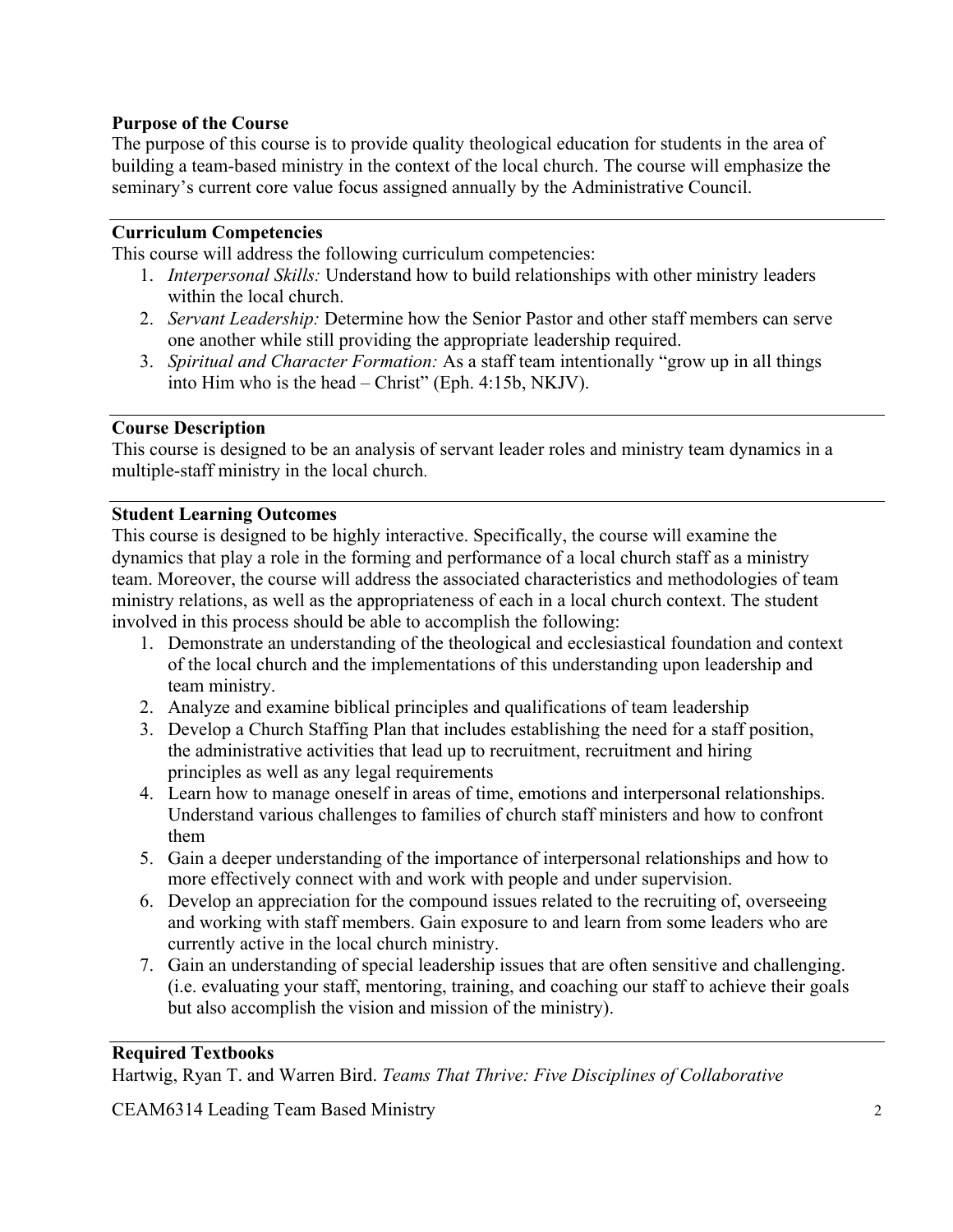**Purpose of the Course**

The purpose of this course is to provide quality theological education for students in the area of building a team-based ministry in the context of the local church. The course will emphasize the seminary's current core value focus assigned annually by the Administrative Council.

**Curriculum Competencies**

This course will address the following curriculum competencies:

1. *Interpersonal Skills:* Understand how to build relationships with other ministry leaders within the local church.
2. *Servant Leadership:* Determine how the Senior Pastor and other staff members can serve one another while still providing the appropriate leadership required.
3. *Spiritual and Character Formation:* As a staff team intentionally "grow up in all things into Him who is the head – Christ" (Eph. 4:15b, NKJV).

**Course Description**

This course is designed to be an analysis of servant leader roles and ministry team dynamics in a multiple-staff ministry in the local church.

**Student Learning Outcomes**

This course is designed to be highly interactive. Specifically, the course will examine the dynamics that play a role in the forming and performance of a local church staff as a ministry team. Moreover, the course will address the associated characteristics and methodologies of team ministry relations, as well as the appropriateness of each in a local church context. The student involved in this process should be able to accomplish the following:

1. Demonstrate an understanding of the theological and ecclesiastical foundation and context of the local church and the implementations of this understanding upon leadership and team ministry.
2. Analyze and examine biblical principles and qualifications of team leadership
3. Develop a Church Staffing Plan that includes establishing the need for a staff position, the administrative activities that lead up to recruitment, recruitment and hiring principles as well as any legal requirements
4. Learn how to manage oneself in areas of time, emotions and interpersonal relationships. Understand various challenges to families of church staff ministers and how to confront them
5. Gain a deeper understanding of the importance of interpersonal relationships and how to more effectively connect with and work with people and under supervision.
6. Develop an appreciation for the compound issues related to the recruiting of, overseeing and working with staff members. Gain exposure to and learn from some leaders who are currently active in the local church ministry.
7. Gain an understanding of special leadership issues that are often sensitive and challenging. (i.e. evaluating your staff, mentoring, training, and coaching our staff to achieve their goals but also accomplish the vision and mission of the ministry).

**Required Textbooks**

Hartwig, Ryan T. and Warren Bird. *Teams That Thrive: Five Disciplines of Collaborative*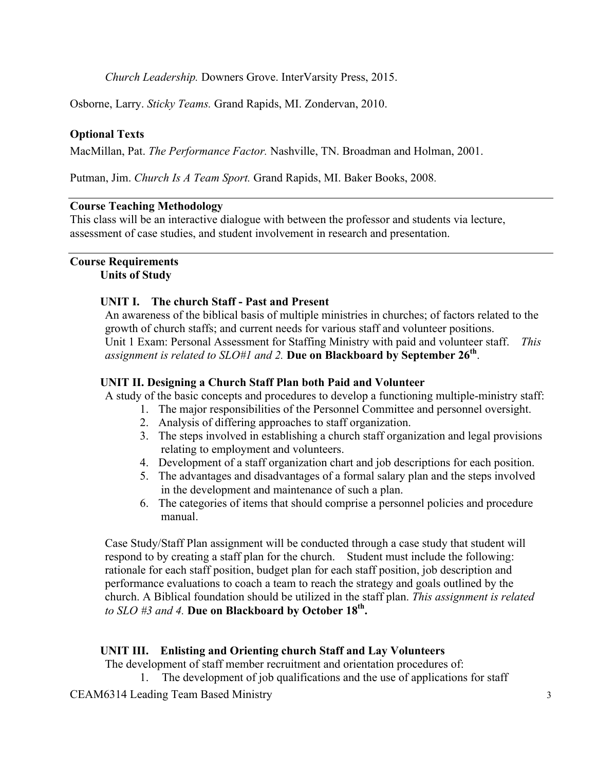*Church Leadership.* Downers Grove. InterVarsity Press, 2015.

Osborne, Larry. *Sticky Teams.* Grand Rapids, MI. Zondervan, 2010.

**Optional Texts**

MacMillan, Pat. *The Performance Factor.* Nashville, TN. Broadman and Holman, 2001.

Putman, Jim. *Church Is A Team Sport.* Grand Rapids, MI. Baker Books, 2008.

## Course Teaching Methodology

This class will be an interactive dialogue with between the professor and students via lecture, assessment of case studies, and student involvement in research and presentation.

## Course Requirements

### Units of Study

#### UNIT I. The church Staff - Past and Present

An awareness of the biblical basis of multiple ministries in churches; of factors related to the growth of church staffs; and current needs for various staff and volunteer positions.
Unit 1 Exam: Personal Assessment for Staffing Ministry with paid and volunteer staff. *This assignment is related to SLO#1 and 2.* **Due on Blackboard by September 26th**.

#### UNIT II. Designing a Church Staff Plan both Paid and Volunteer

A study of the basic concepts and procedures to develop a functioning multiple-ministry staff:

1. The major responsibilities of the Personnel Committee and personnel oversight.
2. Analysis of differing approaches to staff organization.
3. The steps involved in establishing a church staff organization and legal provisions relating to employment and volunteers.
4. Development of a staff organization chart and job descriptions for each position.
5. The advantages and disadvantages of a formal salary plan and the steps involved in the development and maintenance of such a plan.
6. The categories of items that should comprise a personnel policies and procedure manual.

Case Study/Staff Plan assignment will be conducted through a case study that student will respond to by creating a staff plan for the church. Student must include the following: rationale for each staff position, budget plan for each staff position, job description and performance evaluations to coach a team to reach the strategy and goals outlined by the church. A Biblical foundation should be utilized in the staff plan. *This assignment is related to SLO #3 and 4.* **Due on Blackboard by October 18th.**

#### UNIT III. Enlisting and Orienting church Staff and Lay Volunteers

The development of staff member recruitment and orientation procedures of:

1. The development of job qualifications and the use of applications for staff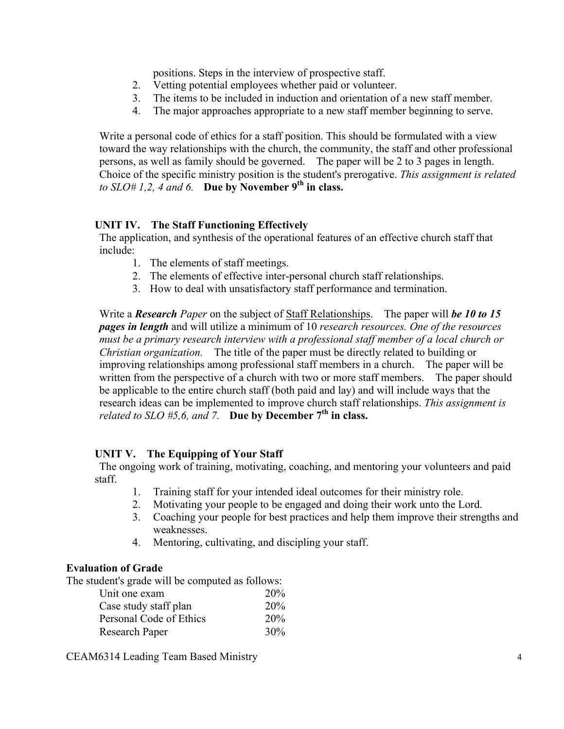positions. Steps in the interview of prospective staff.

2. Vetting potential employees whether paid or volunteer.
3. The items to be included in induction and orientation of a new staff member.
4. The major approaches appropriate to a new staff member beginning to serve.

Write a personal code of ethics for a staff position. This should be formulated with a view toward the way relationships with the church, the community, the staff and other professional persons, as well as family should be governed. The paper will be 2 to 3 pages in length. Choice of the specific ministry position is the student's prerogative. *This assignment is related to SLO# 1,2, 4 and 6.* **Due by November 9th in class.**

### UNIT IV. The Staff Functioning Effectively

The application, and synthesis of the operational features of an effective church staff that include:

1. The elements of staff meetings.
2. The elements of effective inter-personal church staff relationships.
3. How to deal with unsatisfactory staff performance and termination.

Write a ***Research*** *Paper* on the subject of Staff Relationships. The paper will ***be 10 to 15 pages in length*** and will utilize a minimum of 10 *research resources. One of the resources must be a primary research interview with a professional staff member of a local church or Christian organization.* The title of the paper must be directly related to building or improving relationships among professional staff members in a church. The paper will be written from the perspective of a church with two or more staff members. The paper should be applicable to the entire church staff (both paid and lay) and will include ways that the research ideas can be implemented to improve church staff relationships. *This assignment is related to SLO #5,6, and 7.* **Due by December 7th in class.**

### UNIT V. The Equipping of Your Staff

The ongoing work of training, motivating, coaching, and mentoring your volunteers and paid staff.

1. Training staff for your intended ideal outcomes for their ministry role.
2. Motivating your people to be engaged and doing their work unto the Lord.
3. Coaching your people for best practices and help them improve their strengths and weaknesses.
4. Mentoring, cultivating, and discipling your staff.

**Evaluation of Grade**

The student's grade will be computed as follows:

| | |
|---|---|
| Unit one exam | 20% |
| Case study staff plan | 20% |
| Personal Code of Ethics | 20% |
| Research Paper | 30% |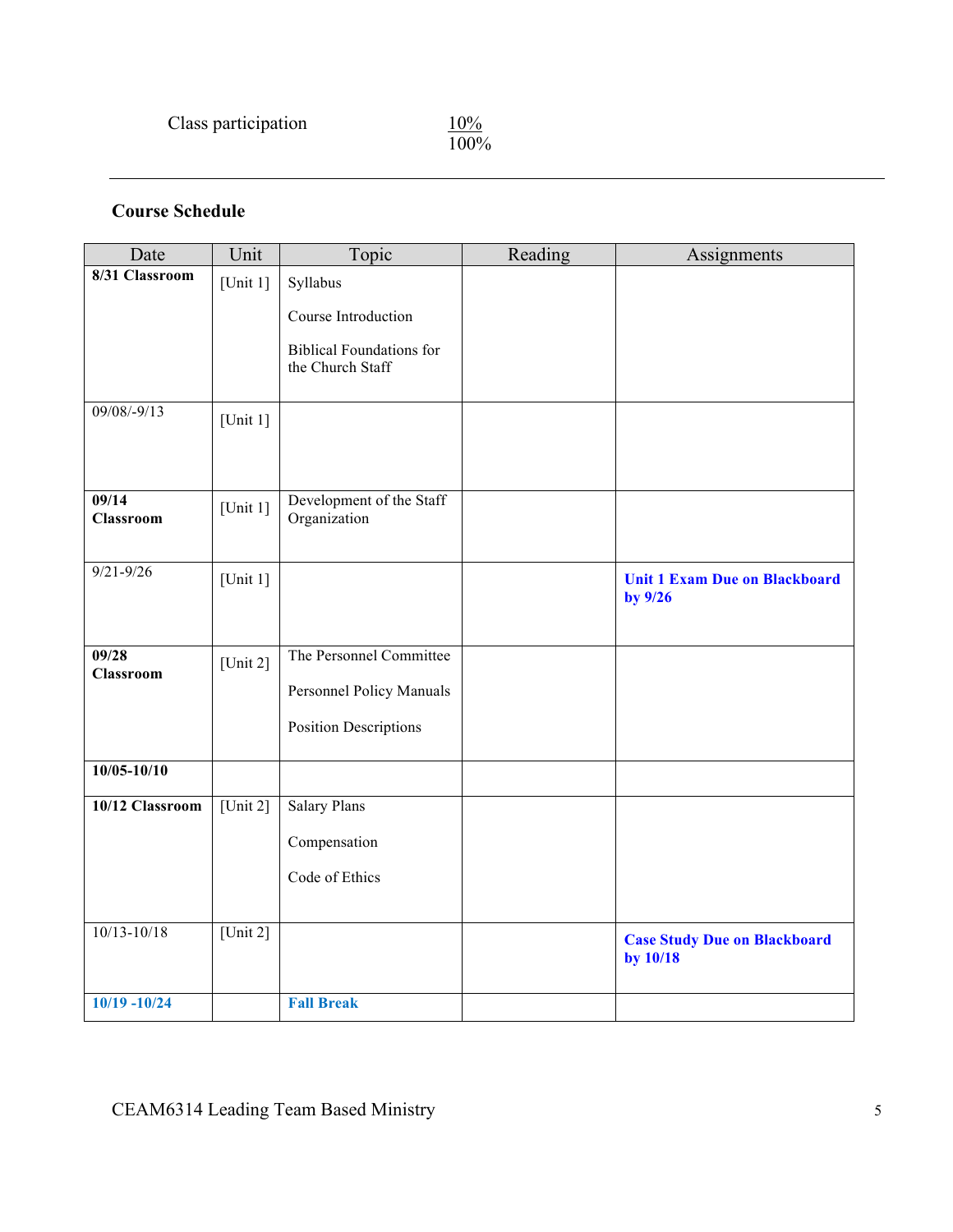Class participation 10%
100%

---

**Course Schedule**

| Date | Unit | Topic | Reading | Assignments |
|---|---|---|---|---|
| **8/31 Classroom** | [Unit 1] | Syllabus<br><br>Course Introduction<br><br>Biblical Foundations for the Church Staff | | |
| 09/08/-9/13 | [Unit 1] | | | |
| **09/14 Classroom** | [Unit 1] | Development of the Staff Organization | | |
| 9/21-9/26 | [Unit 1] | | | **Unit 1 Exam Due on Blackboard by 9/26** |
| **09/28 Classroom** | [Unit 2] | The Personnel Committee<br><br>Personnel Policy Manuals<br><br>Position Descriptions | | |
| **10/05-10/10** | | | | |
| **10/12 Classroom** | [Unit 2] | Salary Plans<br><br>Compensation<br><br>Code of Ethics | | |
| 10/13-10/18 | [Unit 2] | | | **Case Study Due on Blackboard by 10/18** |
| **10/19 -10/24** | | **Fall Break** | | |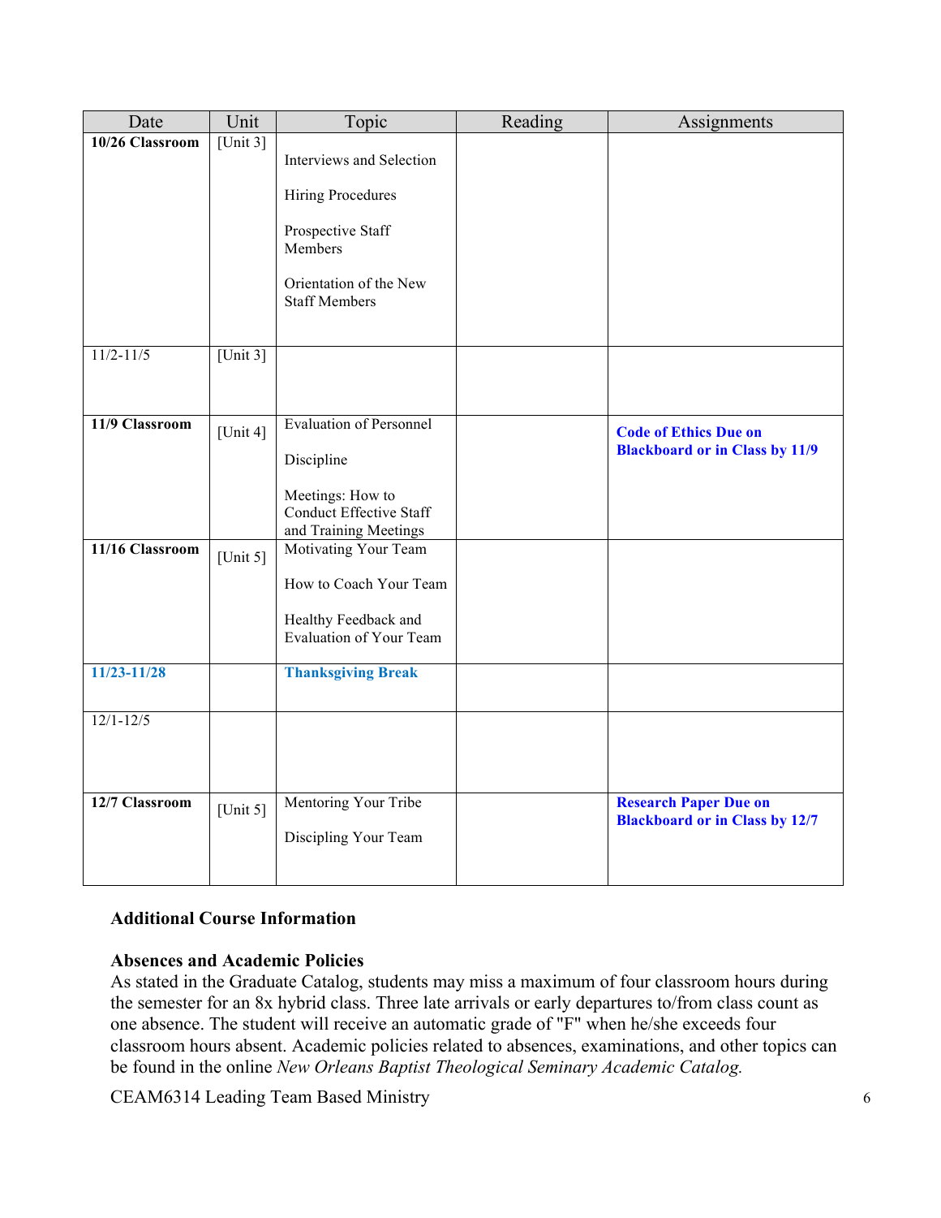| Date | Unit | Topic | Reading | Assignments |
|---|---|---|---|---|
| **10/26 Classroom** | [Unit 3] | Interviews and Selection<br><br>Hiring Procedures<br><br>Prospective Staff Members<br><br>Orientation of the New Staff Members | | |
| 11/2-11/5 | [Unit 3] | | | |
| **11/9 Classroom** | [Unit 4] | Evaluation of Personnel<br><br>Discipline<br><br>Meetings: How to Conduct Effective Staff and Training Meetings | | **Code of Ethics Due on Blackboard or in Class by 11/9** |
| **11/16 Classroom** | [Unit 5] | Motivating Your Team<br><br>How to Coach Your Team<br><br>Healthy Feedback and Evaluation of Your Team | | |
| **11/23-11/28** | | **Thanksgiving Break** | | |
| 12/1-12/5 | | | | |
| **12/7 Classroom** | [Unit 5] | Mentoring Your Tribe<br><br>Discipling Your Team | | **Research Paper Due on Blackboard or in Class by 12/7** |

## Additional Course Information

### Absences and Academic Policies

As stated in the Graduate Catalog, students may miss a maximum of four classroom hours during the semester for an 8x hybrid class. Three late arrivals or early departures to/from class count as one absence. The student will receive an automatic grade of "F" when he/she exceeds four classroom hours absent. Academic policies related to absences, examinations, and other topics can be found in the online *New Orleans Baptist Theological Seminary Academic Catalog.*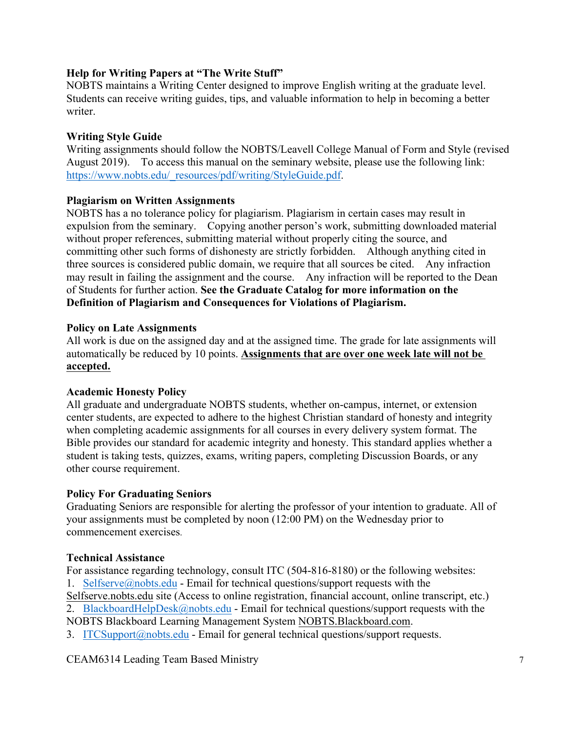**Help for Writing Papers at "The Write Stuff"**
NOBTS maintains a Writing Center designed to improve English writing at the graduate level. Students can receive writing guides, tips, and valuable information to help in becoming a better writer.

**Writing Style Guide**
Writing assignments should follow the NOBTS/Leavell College Manual of Form and Style (revised August 2019). To access this manual on the seminary website, please use the following link: https://www.nobts.edu/_resources/pdf/writing/StyleGuide.pdf.

**Plagiarism on Written Assignments**
NOBTS has a no tolerance policy for plagiarism. Plagiarism in certain cases may result in expulsion from the seminary. Copying another person's work, submitting downloaded material without proper references, submitting material without properly citing the source, and committing other such forms of dishonesty are strictly forbidden. Although anything cited in three sources is considered public domain, we require that all sources be cited. Any infraction may result in failing the assignment and the course. Any infraction will be reported to the Dean of Students for further action. **See the Graduate Catalog for more information on the Definition of Plagiarism and Consequences for Violations of Plagiarism.**

**Policy on Late Assignments**
All work is due on the assigned day and at the assigned time. The grade for late assignments will automatically be reduced by 10 points. **Assignments that are over one week late will not be accepted.**

**Academic Honesty Policy**
All graduate and undergraduate NOBTS students, whether on-campus, internet, or extension center students, are expected to adhere to the highest Christian standard of honesty and integrity when completing academic assignments for all courses in every delivery system format. The Bible provides our standard for academic integrity and honesty. This standard applies whether a student is taking tests, quizzes, exams, writing papers, completing Discussion Boards, or any other course requirement.

**Policy For Graduating Seniors**
Graduating Seniors are responsible for alerting the professor of your intention to graduate. All of your assignments must be completed by noon (12:00 PM) on the Wednesday prior to commencement exercises.

**Technical Assistance**
For assistance regarding technology, consult ITC (504-816-8180) or the following websites:

1. Selfserve@nobts.edu - Email for technical questions/support requests with the Selfserve.nobts.edu site (Access to online registration, financial account, online transcript, etc.)
2. BlackboardHelpDesk@nobts.edu - Email for technical questions/support requests with the NOBTS Blackboard Learning Management System NOBTS.Blackboard.com.
3. ITCSupport@nobts.edu - Email for general technical questions/support requests.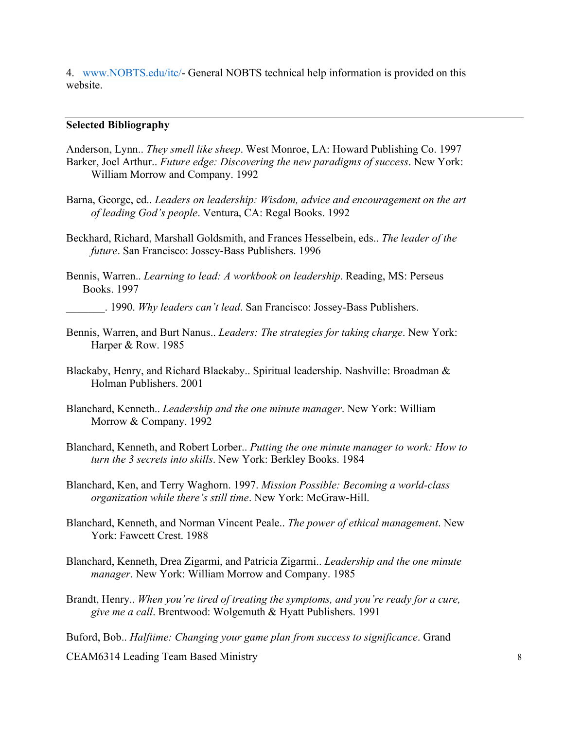4. www.NOBTS.edu/itc/- General NOBTS technical help information is provided on this website.

## Selected Bibliography

Anderson, Lynn.. *They smell like sheep*. West Monroe, LA: Howard Publishing Co. 1997

Barker, Joel Arthur.. *Future edge: Discovering the new paradigms of success*. New York: William Morrow and Company. 1992

Barna, George, ed.. *Leaders on leadership: Wisdom, advice and encouragement on the art of leading God's people*. Ventura, CA: Regal Books. 1992

Beckhard, Richard, Marshall Goldsmith, and Frances Hesselbein, eds.. *The leader of the future*. San Francisco: Jossey-Bass Publishers. 1996

Bennis, Warren.. *Learning to lead: A workbook on leadership*. Reading, MS: Perseus Books. 1997

_______. 1990. *Why leaders can't lead*. San Francisco: Jossey-Bass Publishers.

Bennis, Warren, and Burt Nanus.. *Leaders: The strategies for taking charge*. New York: Harper & Row. 1985

Blackaby, Henry, and Richard Blackaby.. Spiritual leadership. Nashville: Broadman & Holman Publishers. 2001

Blanchard, Kenneth.. *Leadership and the one minute manager*. New York: William Morrow & Company. 1992

Blanchard, Kenneth, and Robert Lorber.. *Putting the one minute manager to work: How to turn the 3 secrets into skills*. New York: Berkley Books. 1984

Blanchard, Ken, and Terry Waghorn. 1997. *Mission Possible: Becoming a world-class organization while there's still time*. New York: McGraw-Hill.

Blanchard, Kenneth, and Norman Vincent Peale.. *The power of ethical management*. New York: Fawcett Crest. 1988

Blanchard, Kenneth, Drea Zigarmi, and Patricia Zigarmi.. *Leadership and the one minute manager*. New York: William Morrow and Company. 1985

Brandt, Henry.. *When you're tired of treating the symptoms, and you're ready for a cure, give me a call*. Brentwood: Wolgemuth & Hyatt Publishers. 1991

Buford, Bob.. *Halftime: Changing your game plan from success to significance*. Grand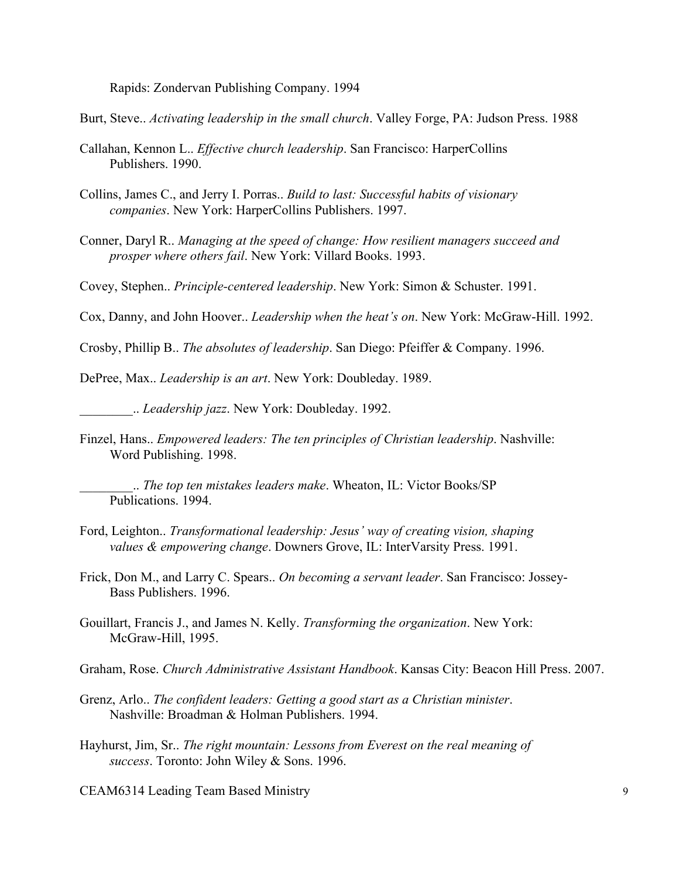Rapids: Zondervan Publishing Company. 1994

Burt, Steve.. *Activating leadership in the small church*. Valley Forge, PA: Judson Press. 1988

Callahan, Kennon L.. *Effective church leadership*. San Francisco: HarperCollins Publishers. 1990.

Collins, James C., and Jerry I. Porras.. *Build to last: Successful habits of visionary companies*. New York: HarperCollins Publishers. 1997.

Conner, Daryl R.. *Managing at the speed of change: How resilient managers succeed and prosper where others fail*. New York: Villard Books. 1993.

Covey, Stephen.. *Principle-centered leadership*. New York: Simon & Schuster. 1991.

Cox, Danny, and John Hoover.. *Leadership when the heat's on*. New York: McGraw-Hill. 1992.

Crosby, Phillip B.. *The absolutes of leadership*. San Diego: Pfeiffer & Company. 1996.

DePree, Max.. *Leadership is an art*. New York: Doubleday. 1989.

________.. *Leadership jazz*. New York: Doubleday. 1992.

Finzel, Hans.. *Empowered leaders: The ten principles of Christian leadership*. Nashville: Word Publishing. 1998.

________.. *The top ten mistakes leaders make*. Wheaton, IL: Victor Books/SP Publications. 1994.

Ford, Leighton.. *Transformational leadership: Jesus' way of creating vision, shaping values & empowering change*. Downers Grove, IL: InterVarsity Press. 1991.

Frick, Don M., and Larry C. Spears.. *On becoming a servant leader*. San Francisco: Jossey-Bass Publishers. 1996.

Gouillart, Francis J., and James N. Kelly. *Transforming the organization*. New York: McGraw-Hill, 1995.

Graham, Rose. *Church Administrative Assistant Handbook*. Kansas City: Beacon Hill Press. 2007.

Grenz, Arlo.. *The confident leaders: Getting a good start as a Christian minister*. Nashville: Broadman & Holman Publishers. 1994.

Hayhurst, Jim, Sr.. *The right mountain: Lessons from Everest on the real meaning of success*. Toronto: John Wiley & Sons. 1996.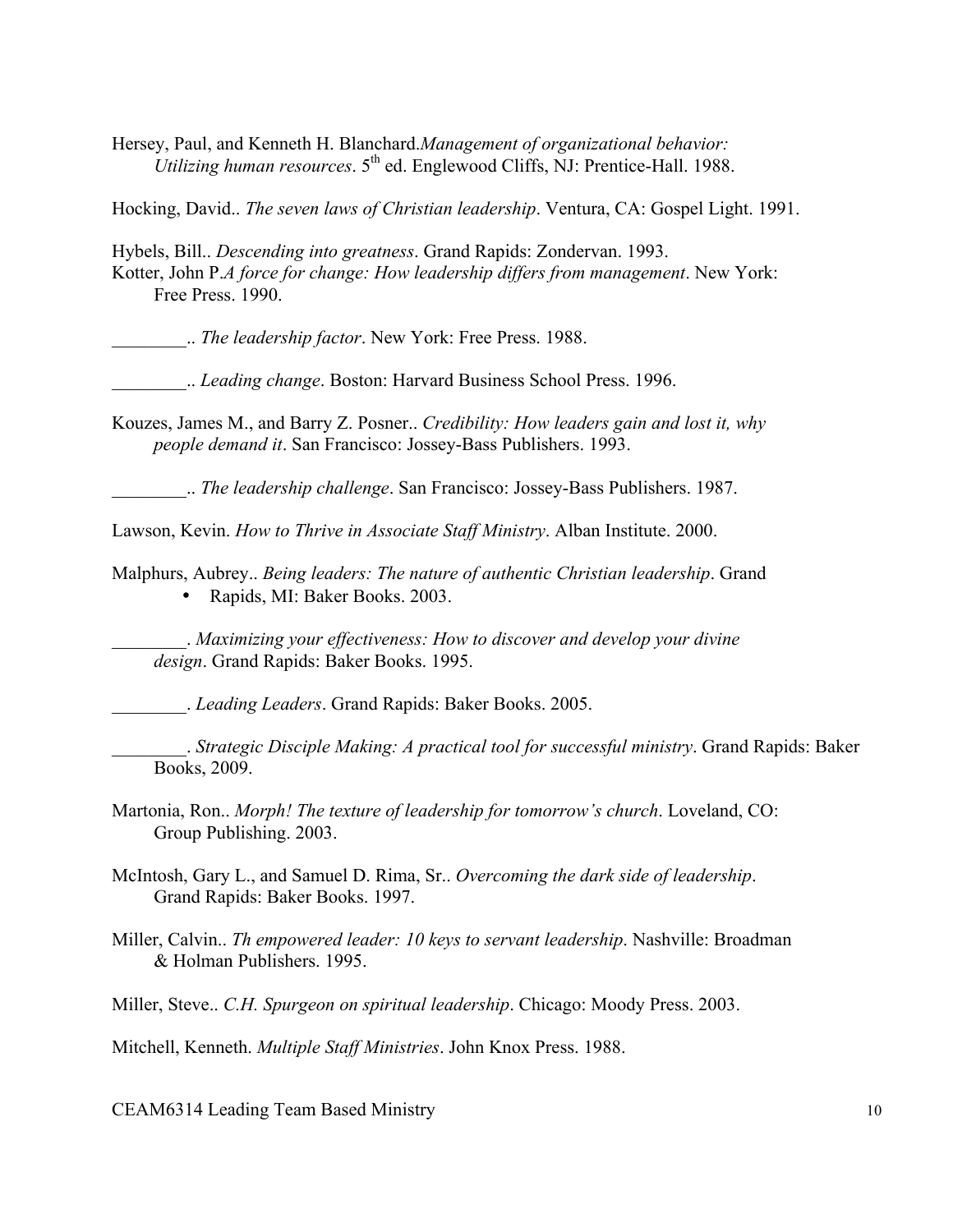Hersey, Paul, and Kenneth H. Blanchard.*Management of organizational behavior: Utilizing human resources*. 5th ed. Englewood Cliffs, NJ: Prentice-Hall. 1988.

Hocking, David.. *The seven laws of Christian leadership*. Ventura, CA: Gospel Light. 1991.

Hybels, Bill.. *Descending into greatness*. Grand Rapids: Zondervan. 1993.

Kotter, John P.*A force for change: How leadership differs from management*. New York: Free Press. 1990.

________.. *The leadership factor*. New York: Free Press. 1988.

________.. *Leading change*. Boston: Harvard Business School Press. 1996.

Kouzes, James M., and Barry Z. Posner.. *Credibility: How leaders gain and lost it, why people demand it*. San Francisco: Jossey-Bass Publishers. 1993.

________.. *The leadership challenge*. San Francisco: Jossey-Bass Publishers. 1987.

Lawson, Kevin. *How to Thrive in Associate Staff Ministry*. Alban Institute. 2000.

Malphurs, Aubrey.. *Being leaders: The nature of authentic Christian leadership*. Grand
- Rapids, MI: Baker Books. 2003.

________. *Maximizing your effectiveness: How to discover and develop your divine design*. Grand Rapids: Baker Books. 1995.

________. *Leading Leaders*. Grand Rapids: Baker Books. 2005.

________. *Strategic Disciple Making: A practical tool for successful ministry*. Grand Rapids: Baker Books, 2009.

Martonia, Ron.. *Morph! The texture of leadership for tomorrow's church*. Loveland, CO: Group Publishing. 2003.

McIntosh, Gary L., and Samuel D. Rima, Sr.. *Overcoming the dark side of leadership*. Grand Rapids: Baker Books. 1997.

Miller, Calvin.. *Th empowered leader: 10 keys to servant leadership*. Nashville: Broadman & Holman Publishers. 1995.

Miller, Steve.. *C.H. Spurgeon on spiritual leadership*. Chicago: Moody Press. 2003.

Mitchell, Kenneth. *Multiple Staff Ministries*. John Knox Press. 1988.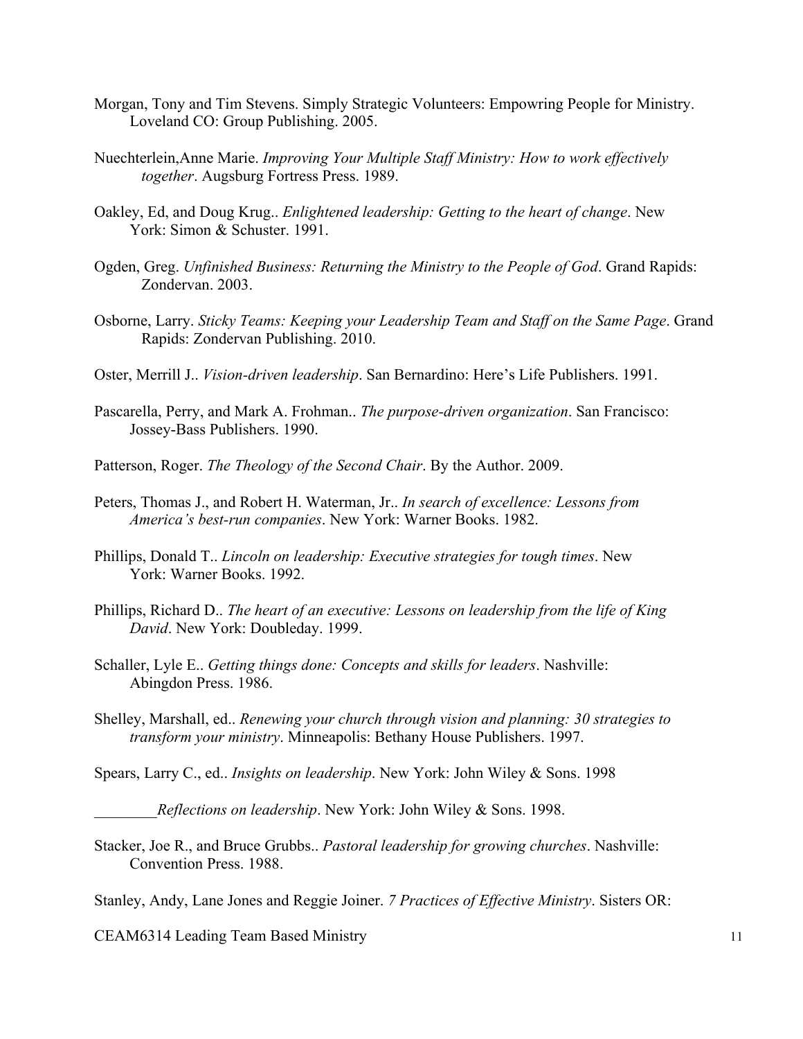Morgan, Tony and Tim Stevens. Simply Strategic Volunteers: Empowring People for Ministry. Loveland CO: Group Publishing. 2005.

Nuechterlein,Anne Marie. *Improving Your Multiple Staff Ministry: How to work effectively together*. Augsburg Fortress Press. 1989.

Oakley, Ed, and Doug Krug.. *Enlightened leadership: Getting to the heart of change*. New York: Simon & Schuster. 1991.

Ogden, Greg. *Unfinished Business: Returning the Ministry to the People of God*. Grand Rapids: Zondervan. 2003.

Osborne, Larry. *Sticky Teams: Keeping your Leadership Team and Staff on the Same Page*. Grand Rapids: Zondervan Publishing. 2010.

Oster, Merrill J.. *Vision-driven leadership*. San Bernardino: Here's Life Publishers. 1991.

Pascarella, Perry, and Mark A. Frohman.. *The purpose-driven organization*. San Francisco: Jossey-Bass Publishers. 1990.

Patterson, Roger. *The Theology of the Second Chair*. By the Author. 2009.

Peters, Thomas J., and Robert H. Waterman, Jr.. *In search of excellence: Lessons from America's best-run companies*. New York: Warner Books. 1982.

Phillips, Donald T.. *Lincoln on leadership: Executive strategies for tough times*. New York: Warner Books. 1992.

Phillips, Richard D.. *The heart of an executive: Lessons on leadership from the life of King David*. New York: Doubleday. 1999.

Schaller, Lyle E.. *Getting things done: Concepts and skills for leaders*. Nashville: Abingdon Press. 1986.

Shelley, Marshall, ed.. *Renewing your church through vision and planning: 30 strategies to transform your ministry*. Minneapolis: Bethany House Publishers. 1997.

Spears, Larry C., ed.. *Insights on leadership*. New York: John Wiley & Sons. 1998

________*Reflections on leadership*. New York: John Wiley & Sons. 1998.

Stacker, Joe R., and Bruce Grubbs.. *Pastoral leadership for growing churches*. Nashville: Convention Press. 1988.

Stanley, Andy, Lane Jones and Reggie Joiner. *7 Practices of Effective Ministry*. Sisters OR: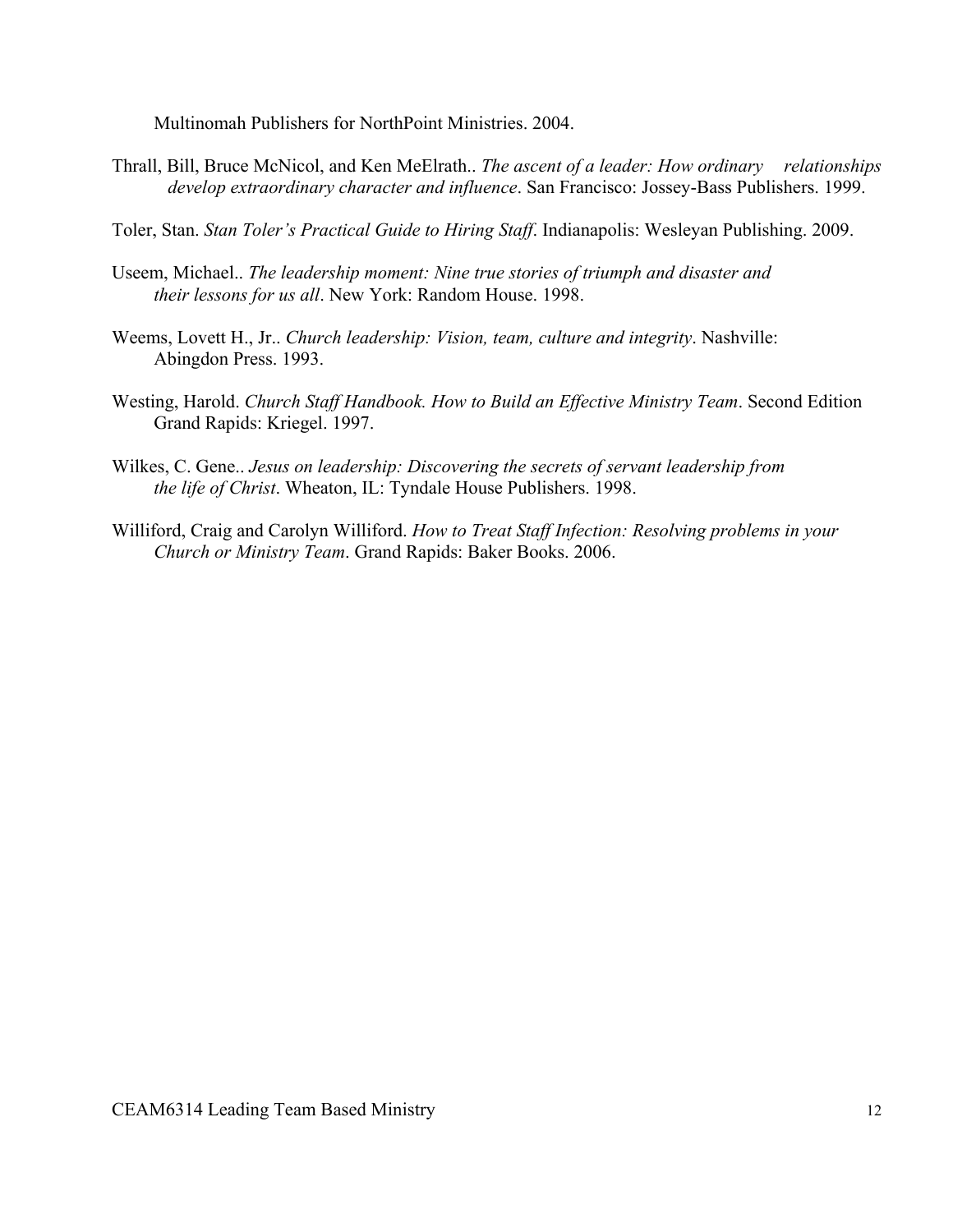Multinomah Publishers for NorthPoint Ministries. 2004.

Thrall, Bill, Bruce McNicol, and Ken MeElrath.. *The ascent of a leader: How ordinary relationships develop extraordinary character and influence*. San Francisco: Jossey-Bass Publishers. 1999.

Toler, Stan. *Stan Toler's Practical Guide to Hiring Staff*. Indianapolis: Wesleyan Publishing. 2009.

Useem, Michael.. *The leadership moment: Nine true stories of triumph and disaster and their lessons for us all*. New York: Random House. 1998.

Weems, Lovett H., Jr.. *Church leadership: Vision, team, culture and integrity*. Nashville: Abingdon Press. 1993.

Westing, Harold. *Church Staff Handbook. How to Build an Effective Ministry Team*. Second Edition Grand Rapids: Kriegel. 1997.

Wilkes, C. Gene.. *Jesus on leadership: Discovering the secrets of servant leadership from the life of Christ*. Wheaton, IL: Tyndale House Publishers. 1998.

Williford, Craig and Carolyn Williford. *How to Treat Staff Infection: Resolving problems in your Church or Ministry Team*. Grand Rapids: Baker Books. 2006.